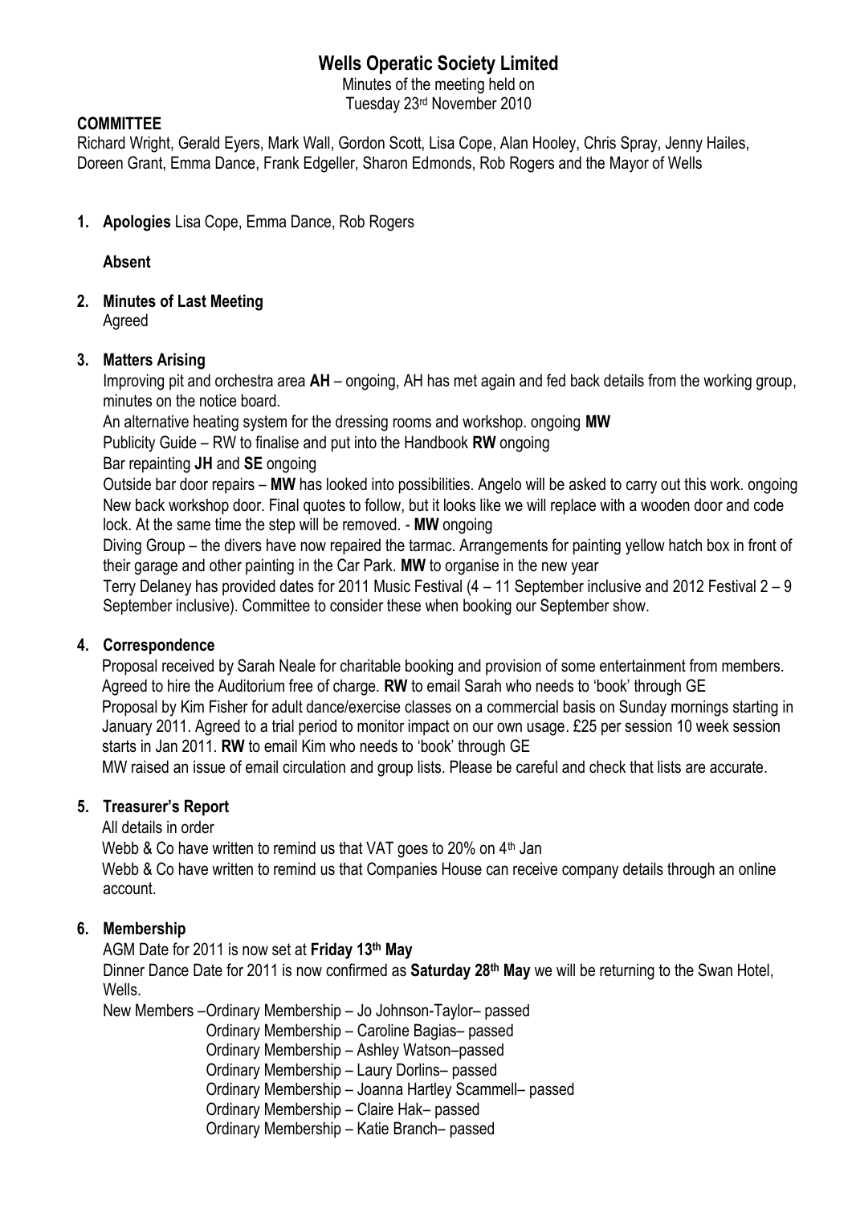# Wells Operatic Society Limited

Minutes of the meeting held on
Tuesday 23rd November 2010

**COMMITTEE**

Richard Wright, Gerald Eyers, Mark Wall, Gordon Scott, Lisa Cope, Alan Hooley, Chris Spray, Jenny Hailes, Doreen Grant, Emma Dance, Frank Edgeller, Sharon Edmonds, Rob Rogers and the Mayor of Wells

1. **Apologies** Lisa Cope, Emma Dance, Rob Rogers

   **Absent**

2. **Minutes of Last Meeting**
   Agreed

3. **Matters Arising**
   Improving pit and orchestra area **AH** – ongoing, AH has met again and fed back details from the working group, minutes on the notice board.
   An alternative heating system for the dressing rooms and workshop. ongoing **MW**
   Publicity Guide – RW to finalise and put into the Handbook **RW** ongoing
   Bar repainting **JH** and **SE** ongoing
   Outside bar door repairs – **MW** has looked into possibilities. Angelo will be asked to carry out this work. ongoing
   New back workshop door. Final quotes to follow, but it looks like we will replace with a wooden door and code lock. At the same time the step will be removed. - **MW** ongoing
   Diving Group – the divers have now repaired the tarmac. Arrangements for painting yellow hatch box in front of their garage and other painting in the Car Park. **MW** to organise in the new year
   Terry Delaney has provided dates for 2011 Music Festival (4 – 11 September inclusive and 2012 Festival 2 – 9 September inclusive). Committee to consider these when booking our September show.

4. **Correspondence**
   Proposal received by Sarah Neale for charitable booking and provision of some entertainment from members. Agreed to hire the Auditorium free of charge. **RW** to email Sarah who needs to 'book' through GE
   Proposal by Kim Fisher for adult dance/exercise classes on a commercial basis on Sunday mornings starting in January 2011. Agreed to a trial period to monitor impact on our own usage. £25 per session 10 week session starts in Jan 2011. **RW** to email Kim who needs to 'book' through GE
   MW raised an issue of email circulation and group lists. Please be careful and check that lists are accurate.

5. **Treasurer's Report**
   All details in order
   Webb & Co have written to remind us that VAT goes to 20% on 4th Jan
   Webb & Co have written to remind us that Companies House can receive company details through an online account.

6. **Membership**
   AGM Date for 2011 is now set at **Friday 13th May**
   Dinner Dance Date for 2011 is now confirmed as **Saturday 28th May** we will be returning to the Swan Hotel, Wells.
   New Members –Ordinary Membership – Jo Johnson-Taylor– passed
   Ordinary Membership – Caroline Bagias– passed
   Ordinary Membership – Ashley Watson–passed
   Ordinary Membership – Laury Dorlins– passed
   Ordinary Membership – Joanna Hartley Scammell– passed
   Ordinary Membership – Claire Hak– passed
   Ordinary Membership – Katie Branch– passed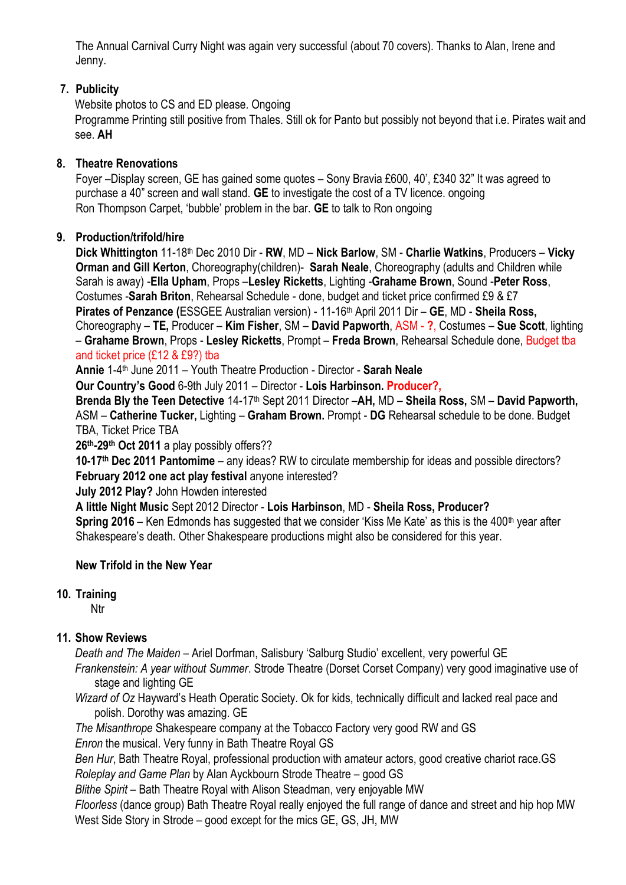The Annual Carnival Curry Night was again very successful (about 70 covers). Thanks to Alan, Irene and Jenny.

7. **Publicity**

Website photos to CS and ED please. Ongoing
Programme Printing still positive from Thales. Still ok for Panto but possibly not beyond that i.e. Pirates wait and see. **AH**

8. **Theatre Renovations**

Foyer –Display screen, GE has gained some quotes – Sony Bravia £600, 40', £340 32" It was agreed to purchase a 40" screen and wall stand. **GE** to investigate the cost of a TV licence. ongoing
Ron Thompson Carpet, 'bubble' problem in the bar. **GE** to talk to Ron ongoing

9. **Production/trifold/hire**

**Dick Whittington** 11-18th Dec 2010 Dir - **RW**, MD – **Nick Barlow**, SM - **Charlie Watkins**, Producers – **Vicky Orman and Gill Kerton**, Choreography(children)- **Sarah Neale**, Choreography (adults and Children while Sarah is away) -**Ella Upham**, Props –**Lesley Ricketts**, Lighting -**Grahame Brown**, Sound -**Peter Ross**, Costumes -**Sarah Briton**, Rehearsal Schedule - done, budget and ticket price confirmed £9 & £7
**Pirates of Penzance (**ESSGEE Australian version) - 11-16th April 2011 Dir – **GE**, MD - **Sheila Ross,** Choreography – **TE,** Producer – **Kim Fisher**, SM – **David Papworth**, ASM - **?**, Costumes – **Sue Scott**, lighting – **Grahame Brown**, Props - **Lesley Ricketts**, Prompt – **Freda Brown**, Rehearsal Schedule done, Budget tba and ticket price (£12 & £9?) tba
**Annie** 1-4th June 2011 – Youth Theatre Production - Director - **Sarah Neale**
**Our Country's Good** 6-9th July 2011 – Director - **Lois Harbinson. Producer?,**
**Brenda Bly the Teen Detective** 14-17th Sept 2011 Director –**AH,** MD – **Sheila Ross,** SM – **David Papworth,** ASM – **Catherine Tucker,** Lighting – **Graham Brown.** Prompt - **DG** Rehearsal schedule to be done. Budget TBA, Ticket Price TBA
**26th-29th Oct 2011** a play possibly offers??
**10-17th Dec 2011 Pantomime** – any ideas? RW to circulate membership for ideas and possible directors?
**February 2012 one act play festival** anyone interested?
**July 2012 Play?** John Howden interested
**A little Night Music** Sept 2012 Director - **Lois Harbinson**, MD - **Sheila Ross, Producer?**
**Spring 2016** – Ken Edmonds has suggested that we consider 'Kiss Me Kate' as this is the 400th year after Shakespeare's death. Other Shakespeare productions might also be considered for this year.

**New Trifold in the New Year**

10. **Training**

Ntr

11. **Show Reviews**

*Death and The Maiden* – Ariel Dorfman, Salisbury 'Salburg Studio' excellent, very powerful GE
*Frankenstein: A year without Summer*. Strode Theatre (Dorset Corset Company) very good imaginative use of stage and lighting GE
*Wizard of Oz* Hayward's Heath Operatic Society. Ok for kids, technically difficult and lacked real pace and polish. Dorothy was amazing. GE
*The Misanthrope* Shakespeare company at the Tobacco Factory very good RW and GS
*Enron* the musical. Very funny in Bath Theatre Royal GS
*Ben Hur*, Bath Theatre Royal, professional production with amateur actors, good creative chariot race.GS
*Roleplay and Game Plan* by Alan Ayckbourn Strode Theatre – good GS
*Blithe Spirit* – Bath Theatre Royal with Alison Steadman, very enjoyable MW
*Floorless* (dance group) Bath Theatre Royal really enjoyed the full range of dance and street and hip hop MW
West Side Story in Strode – good except for the mics GE, GS, JH, MW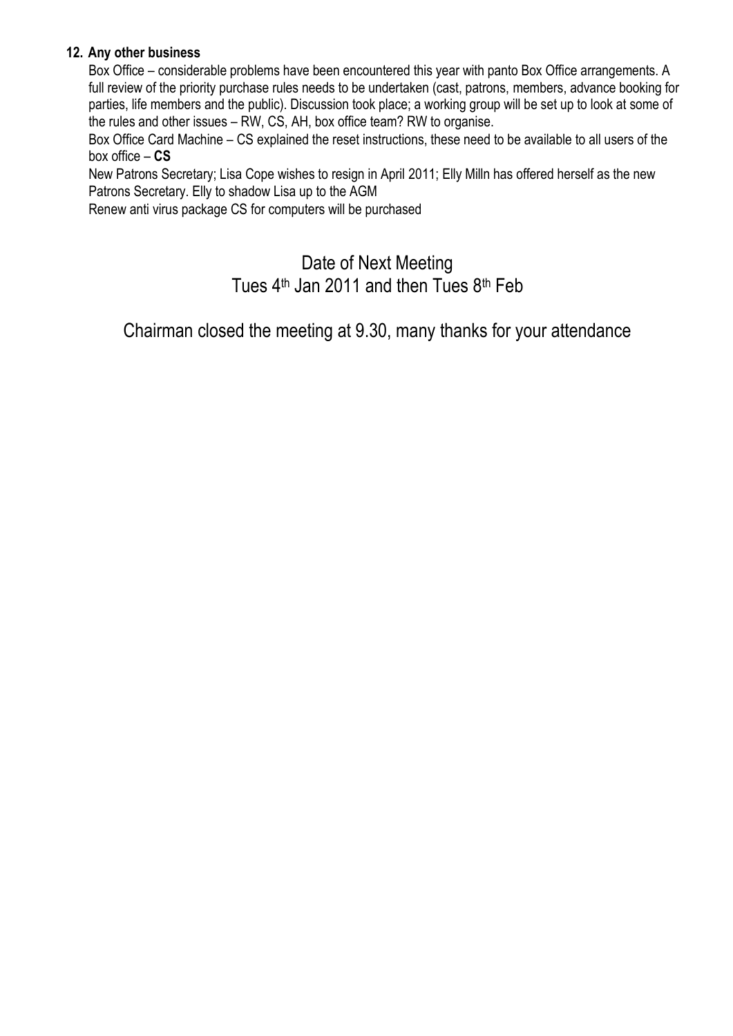### 12. Any other business

Box Office – considerable problems have been encountered this year with panto Box Office arrangements. A full review of the priority purchase rules needs to be undertaken (cast, patrons, members, advance booking for parties, life members and the public). Discussion took place; a working group will be set up to look at some of the rules and other issues – RW, CS, AH, box office team? RW to organise.

Box Office Card Machine – CS explained the reset instructions, these need to be available to all users of the box office – **CS**

New Patrons Secretary; Lisa Cope wishes to resign in April 2011; Elly Milln has offered herself as the new Patrons Secretary. Elly to shadow Lisa up to the AGM

Renew anti virus package CS for computers will be purchased

Date of Next Meeting

Tues 4th Jan 2011 and then Tues 8th Feb

Chairman closed the meeting at 9.30, many thanks for your attendance